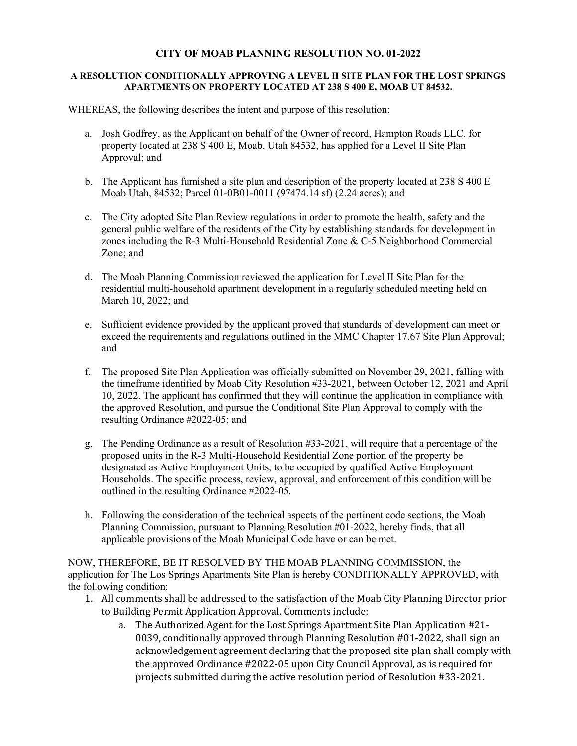# CITY OF MOAB PLANNING RESOLUTION NO. 01-2022

## A RESOLUTION CONDITIONALLY APPROVING A LEVEL II SITE PLAN FOR THE LOST SPRINGS APARTMENTS ON PROPERTY LOCATED AT 238 S 400 E, MOAB UT 84532.

WHEREAS, the following describes the intent and purpose of this resolution:

a. Josh Godfrey, as the Applicant on behalf of the Owner of record, Hampton Roads LLC, for property located at 238 S 400 E, Moab, Utah 84532, has applied for a Level II Site Plan Approval; and

b. The Applicant has furnished a site plan and description of the property located at 238 S 400 E Moab Utah, 84532; Parcel 01-0B01-0011 (97474.14 sf) (2.24 acres); and

c. The City adopted Site Plan Review regulations in order to promote the health, safety and the general public welfare of the residents of the City by establishing standards for development in zones including the R-3 Multi-Household Residential Zone & C-5 Neighborhood Commercial Zone; and

d. The Moab Planning Commission reviewed the application for Level II Site Plan for the residential multi-household apartment development in a regularly scheduled meeting held on March 10, 2022; and

e. Sufficient evidence provided by the applicant proved that standards of development can meet or exceed the requirements and regulations outlined in the MMC Chapter 17.67 Site Plan Approval; and

f. The proposed Site Plan Application was officially submitted on November 29, 2021, falling with the timeframe identified by Moab City Resolution #33-2021, between October 12, 2021 and April 10, 2022. The applicant has confirmed that they will continue the application in compliance with the approved Resolution, and pursue the Conditional Site Plan Approval to comply with the resulting Ordinance #2022-05; and

g. The Pending Ordinance as a result of Resolution #33-2021, will require that a percentage of the proposed units in the R-3 Multi-Household Residential Zone portion of the property be designated as Active Employment Units, to be occupied by qualified Active Employment Households. The specific process, review, approval, and enforcement of this condition will be outlined in the resulting Ordinance #2022-05.

h. Following the consideration of the technical aspects of the pertinent code sections, the Moab Planning Commission, pursuant to Planning Resolution #01-2022, hereby finds, that all applicable provisions of the Moab Municipal Code have or can be met.

NOW, THEREFORE, BE IT RESOLVED BY THE MOAB PLANNING COMMISSION, the application for The Los Springs Apartments Site Plan is hereby CONDITIONALLY APPROVED, with the following condition:

1. All comments shall be addressed to the satisfaction of the Moab City Planning Director prior to Building Permit Application Approval. Comments include:
   a. The Authorized Agent for the Lost Springs Apartment Site Plan Application #21-0039, conditionally approved through Planning Resolution #01-2022, shall sign an acknowledgement agreement declaring that the proposed site plan shall comply with the approved Ordinance #2022-05 upon City Council Approval, as is required for projects submitted during the active resolution period of Resolution #33-2021.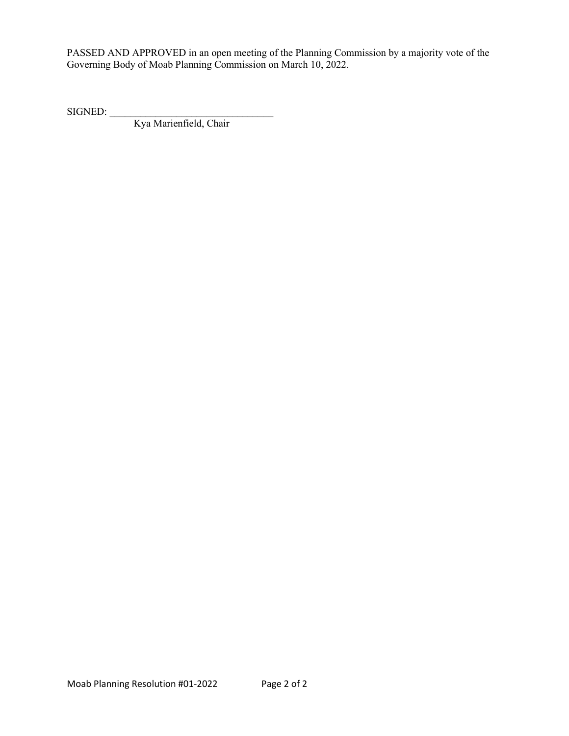PASSED AND APPROVED in an open meeting of the Planning Commission by a majority vote of the Governing Body of Moab Planning Commission on March 10, 2022.

SIGNED: ________________________________
Kya Marienfield, Chair